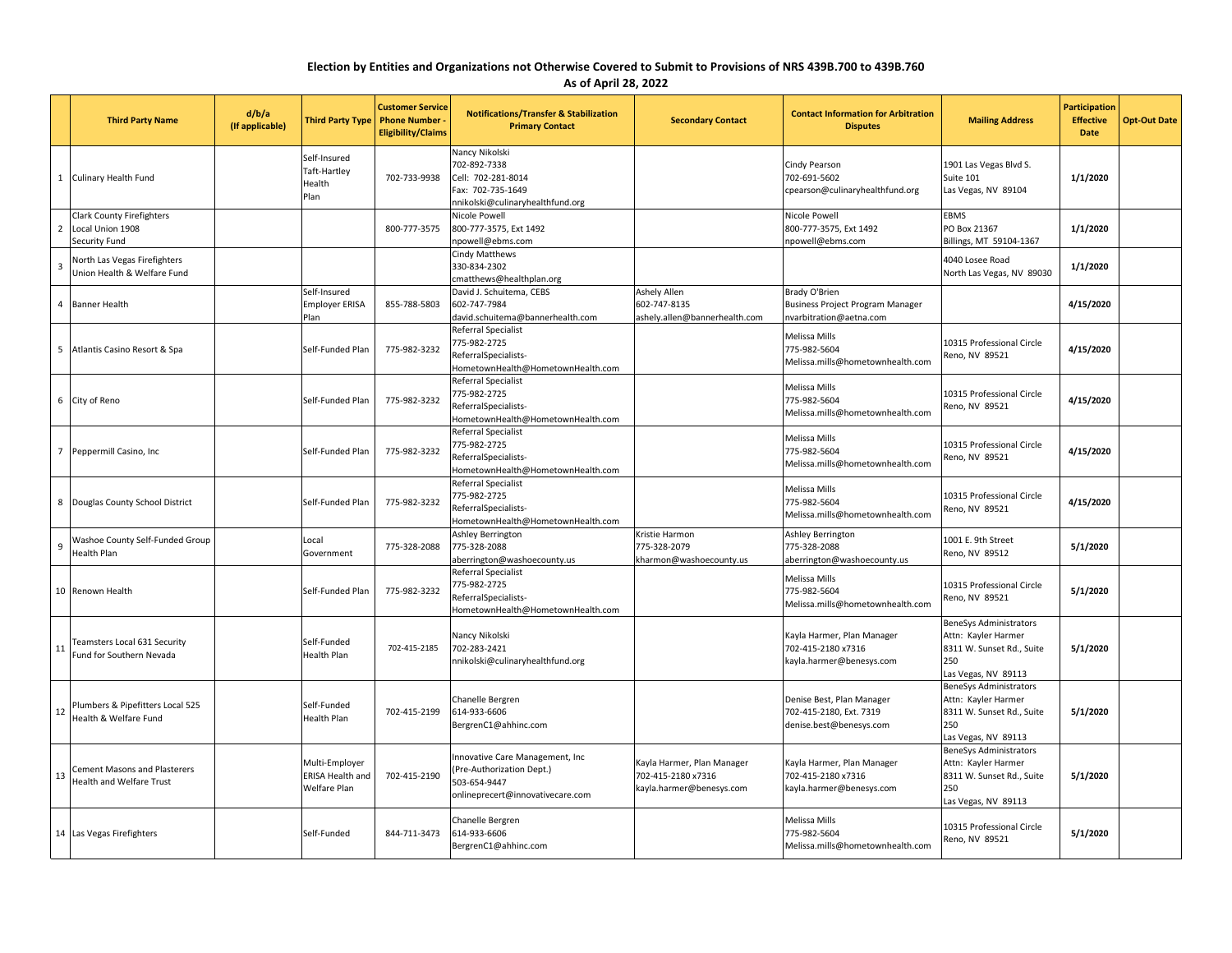**Election by Entities and Organizations not Otherwise Covered to Submit to Provisions of NRS 439B.700 to 439B.760**

**As of April 28, 2022**

| | Third Party Name | d/b/a (If applicable) | Third Party Type | Customer Service Phone Number - Eligibility/Claims | Notifications/Transfer & Stabilization Primary Contact | Secondary Contact | Contact Information for Arbitration Disputes | Mailing Address | Participation Effective Date | Opt-Out Date |
|---|---|---|---|---|---|---|---|---|---|---|
| 1 | Culinary Health Fund | | Self-Insured Taft-Hartley Health Plan | 702-733-9938 | Nancy Nikolski<br>702-892-7338<br>Cell: 702-281-8014<br>Fax: 702-735-1649<br>nnikolski@culinaryhealthfund.org | | Cindy Pearson<br>702-691-5602<br>cpearson@culinaryhealthfund.org | 1901 Las Vegas Blvd S.<br>Suite 101<br>Las Vegas, NV 89104 | **1/1/2020** | |
| 2 | Clark County Firefighters Local Union 1908 Security Fund | | | 800-777-3575 | Nicole Powell<br>800-777-3575, Ext 1492<br>npowell@ebms.com | | Nicole Powell<br>800-777-3575, Ext 1492<br>npowell@ebms.com | EBMS<br>PO Box 21367<br>Billings, MT 59104-1367 | **1/1/2020** | |
| 3 | North Las Vegas Firefighters Union Health & Welfare Fund | | | | Cindy Matthews<br>330-834-2302<br>cmatthews@healthplan.org | | | 4040 Losee Road<br>North Las Vegas, NV 89030 | **1/1/2020** | |
| 4 | Banner Health | | Self-Insured Employer ERISA Plan | 855-788-5803 | David J. Schuitema, CEBS<br>602-747-7984<br>david.schuitema@bannerhealth.com | Ashely Allen<br>602-747-8135<br>ashely.allen@bannerhealth.com | Brady O'Brien<br>Business Project Program Manager<br>nvarbitration@aetna.com | | **4/15/2020** | |
| 5 | Atlantis Casino Resort & Spa | | Self-Funded Plan | 775-982-3232 | Referral Specialist<br>775-982-2725<br>ReferralSpecialists-HometownHealth@HometownHealth.com | | Melissa Mills<br>775-982-5604<br>Melissa.mills@hometownhealth.com | 10315 Professional Circle<br>Reno, NV 89521 | **4/15/2020** | |
| 6 | City of Reno | | Self-Funded Plan | 775-982-3232 | Referral Specialist<br>775-982-2725<br>ReferralSpecialists-HometownHealth@HometownHealth.com | | Melissa Mills<br>775-982-5604<br>Melissa.mills@hometownhealth.com | 10315 Professional Circle<br>Reno, NV 89521 | **4/15/2020** | |
| 7 | Peppermill Casino, Inc | | Self-Funded Plan | 775-982-3232 | Referral Specialist<br>775-982-2725<br>ReferralSpecialists-HometownHealth@HometownHealth.com | | Melissa Mills<br>775-982-5604<br>Melissa.mills@hometownhealth.com | 10315 Professional Circle<br>Reno, NV 89521 | **4/15/2020** | |
| 8 | Douglas County School District | | Self-Funded Plan | 775-982-3232 | Referral Specialist<br>775-982-2725<br>ReferralSpecialists-HometownHealth@HometownHealth.com | | Melissa Mills<br>775-982-5604<br>Melissa.mills@hometownhealth.com | 10315 Professional Circle<br>Reno, NV 89521 | **4/15/2020** | |
| 9 | Washoe County Self-Funded Group Health Plan | | Local Government | 775-328-2088 | Ashley Berrington<br>775-328-2088<br>aberrington@washoecounty.us | Kristie Harmon<br>775-328-2079<br>kharmon@washoecounty.us | Ashley Berrington<br>775-328-2088<br>aberrington@washoecounty.us | 1001 E. 9th Street<br>Reno, NV 89512 | **5/1/2020** | |
| 10 | Renown Health | | Self-Funded Plan | 775-982-3232 | Referral Specialist<br>775-982-2725<br>ReferralSpecialists-HometownHealth@HometownHealth.com | | Melissa Mills<br>775-982-5604<br>Melissa.mills@hometownhealth.com | 10315 Professional Circle<br>Reno, NV 89521 | **5/1/2020** | |
| 11 | Teamsters Local 631 Security Fund for Southern Nevada | | Self-Funded Health Plan | 702-415-2185 | Nancy Nikolski<br>702-283-2421<br>nnikolski@culinaryhealthfund.org | | Kayla Harmer, Plan Manager<br>702-415-2180 x7316<br>kayla.harmer@benesys.com | BeneSys Administrators<br>Attn: Kayler Harmer<br>8311 W. Sunset Rd., Suite 250<br>Las Vegas, NV 89113 | **5/1/2020** | |
| 12 | Plumbers & Pipefitters Local 525 Health & Welfare Fund | | Self-Funded Health Plan | 702-415-2199 | Chanelle Bergren<br>614-933-6606<br>BergrenC1@ahhinc.com | | Denise Best, Plan Manager<br>702-415-2180, Ext. 7319<br>denise.best@benesys.com | BeneSys Administrators<br>Attn: Kayler Harmer<br>8311 W. Sunset Rd., Suite 250<br>Las Vegas, NV 89113 | **5/1/2020** | |
| 13 | Cement Masons and Plasterers Health and Welfare Trust | | Multi-Employer ERISA Health and Welfare Plan | 702-415-2190 | Innovative Care Management, Inc<br>(Pre-Authorization Dept.)<br>503-654-9447<br>onlineprecert@innovativecare.com | Kayla Harmer, Plan Manager<br>702-415-2180 x7316<br>kayla.harmer@benesys.com | Kayla Harmer, Plan Manager<br>702-415-2180 x7316<br>kayla.harmer@benesys.com | BeneSys Administrators<br>Attn: Kayler Harmer<br>8311 W. Sunset Rd., Suite 250<br>Las Vegas, NV 89113 | **5/1/2020** | |
| 14 | Las Vegas Firefighters | | Self-Funded | 844-711-3473 | Chanelle Bergren<br>614-933-6606<br>BergrenC1@ahhinc.com | | Melissa Mills<br>775-982-5604<br>Melissa.mills@hometownhealth.com | 10315 Professional Circle<br>Reno, NV 89521 | **5/1/2020** | |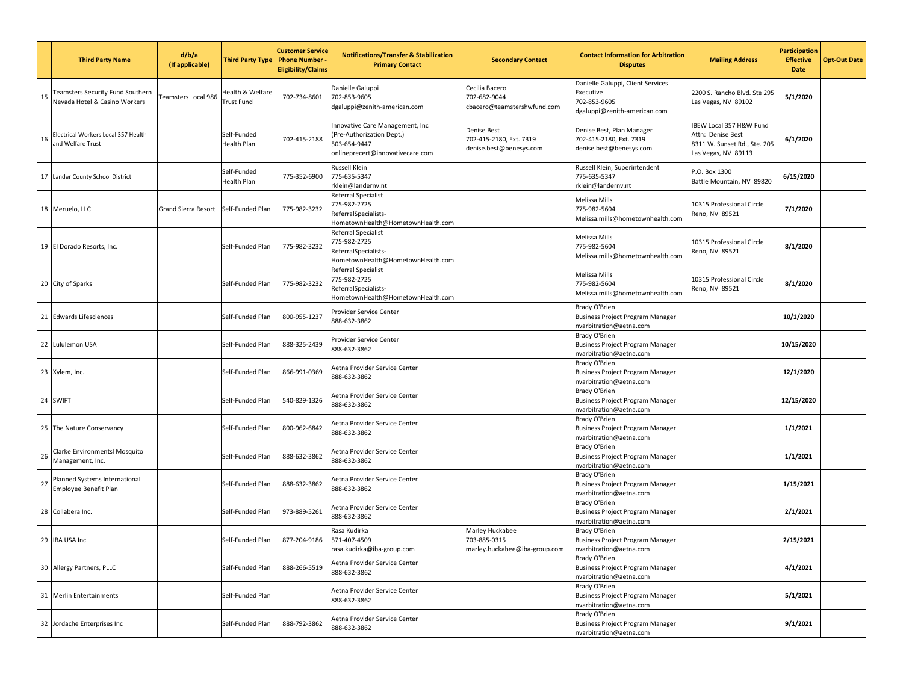| | Third Party Name | d/b/a (If applicable) | Third Party Type | Customer Service Phone Number - Eligibility/Claims | Notifications/Transfer & Stabilization Primary Contact | Secondary Contact | Contact Information for Arbitration Disputes | Mailing Address | Participation Effective Date | Opt-Out Date |
|---|---|---|---|---|---|---|---|---|---|---|
| 15 | Teamsters Security Fund Southern Nevada Hotel & Casino Workers | Teamsters Local 986 | Health & Welfare Trust Fund | 702-734-8601 | Danielle Galuppi<br>702-853-9605<br>dgaluppi@zenith-american.com | Cecilia Bacero<br>702-682-9044<br>cbacero@teamstershwfund.com | Danielle Galuppi, Client Services Executive<br>702-853-9605<br>dgaluppi@zenith-american.com | 2200 S. Rancho Blvd. Ste 295<br>Las Vegas, NV 89102 | 5/1/2020 | |
| 16 | Electrical Workers Local 357 Health and Welfare Trust | | Self-Funded Health Plan | 702-415-2188 | Innovative Care Management, Inc<br>(Pre-Authorization Dept.)<br>503-654-9447<br>onlineprecert@innovativecare.com | Denise Best<br>702-415-2180, Ext. 7319<br>denise.best@benesys.com | Denise Best, Plan Manager<br>702-415-2180, Ext. 7319<br>denise.best@benesys.com | IBEW Local 357 H&W Fund<br>Attn: Denise Best<br>8311 W. Sunset Rd., Ste. 205<br>Las Vegas, NV 89113 | 6/1/2020 | |
| 17 | Lander County School District | | Self-Funded Health Plan | 775-352-6900 | Russell Klein<br>775-635-5347<br>rklein@landernv.nt | | Russell Klein, Superintendent<br>775-635-5347<br>rklein@landernv.nt | P.O. Box 1300<br>Battle Mountain, NV 89820 | 6/15/2020 | |
| 18 | Meruelo, LLC | Grand Sierra Resort | Self-Funded Plan | 775-982-3232 | Referral Specialist<br>775-982-2725<br>ReferralSpecialists-HometownHealth@HometownHealth.com | | Melissa Mills<br>775-982-5604<br>Melissa.mills@hometownhealth.com | 10315 Professional Circle<br>Reno, NV 89521 | 7/1/2020 | |
| 19 | El Dorado Resorts, Inc. | | Self-Funded Plan | 775-982-3232 | Referral Specialist<br>775-982-2725<br>ReferralSpecialists-HometownHealth@HometownHealth.com | | Melissa Mills<br>775-982-5604<br>Melissa.mills@hometownhealth.com | 10315 Professional Circle<br>Reno, NV 89521 | 8/1/2020 | |
| 20 | City of Sparks | | Self-Funded Plan | 775-982-3232 | Referral Specialist<br>775-982-2725<br>ReferralSpecialists-HometownHealth@HometownHealth.com | | Melissa Mills<br>775-982-5604<br>Melissa.mills@hometownhealth.com | 10315 Professional Circle<br>Reno, NV 89521 | 8/1/2020 | |
| 21 | Edwards Lifesciences | | Self-Funded Plan | 800-955-1237 | Provider Service Center<br>888-632-3862 | | Brady O'Brien<br>Business Project Program Manager<br>nvarbitration@aetna.com | | 10/1/2020 | |
| 22 | Lululemon USA | | Self-Funded Plan | 888-325-2439 | Provider Service Center<br>888-632-3862 | | Brady O'Brien<br>Business Project Program Manager<br>nvarbitration@aetna.com | | 10/15/2020 | |
| 23 | Xylem, Inc. | | Self-Funded Plan | 866-991-0369 | Aetna Provider Service Center<br>888-632-3862 | | Brady O'Brien<br>Business Project Program Manager<br>nvarbitration@aetna.com | | 12/1/2020 | |
| 24 | SWIFT | | Self-Funded Plan | 540-829-1326 | Aetna Provider Service Center<br>888-632-3862 | | Brady O'Brien<br>Business Project Program Manager<br>nvarbitration@aetna.com | | 12/15/2020 | |
| 25 | The Nature Conservancy | | Self-Funded Plan | 800-962-6842 | Aetna Provider Service Center<br>888-632-3862 | | Brady O'Brien<br>Business Project Program Manager<br>nvarbitration@aetna.com | | 1/1/2021 | |
| 26 | Clarke Environmentsl Mosquito Management, Inc. | | Self-Funded Plan | 888-632-3862 | Aetna Provider Service Center<br>888-632-3862 | | Brady O'Brien<br>Business Project Program Manager<br>nvarbitration@aetna.com | | 1/1/2021 | |
| 27 | Planned Systems International Employee Benefit Plan | | Self-Funded Plan | 888-632-3862 | Aetna Provider Service Center<br>888-632-3862 | | Brady O'Brien<br>Business Project Program Manager<br>nvarbitration@aetna.com | | 1/15/2021 | |
| 28 | Collabera Inc. | | Self-Funded Plan | 973-889-5261 | Aetna Provider Service Center<br>888-632-3862 | | Brady O'Brien<br>Business Project Program Manager<br>nvarbitration@aetna.com | | 2/1/2021 | |
| 29 | IBA USA Inc. | | Self-Funded Plan | 877-204-9186 | Rasa Kudirka<br>571-407-4509<br>rasa.kudirka@iba-group.com | Marley Huckabee<br>703-885-0315<br>marley.huckabee@iba-group.com | Brady O'Brien<br>Business Project Program Manager<br>nvarbitration@aetna.com | | 2/15/2021 | |
| 30 | Allergy Partners, PLLC | | Self-Funded Plan | 888-266-5519 | Aetna Provider Service Center<br>888-632-3862 | | Brady O'Brien<br>Business Project Program Manager<br>nvarbitration@aetna.com | | 4/1/2021 | |
| 31 | Merlin Entertainments | | Self-Funded Plan | | Aetna Provider Service Center<br>888-632-3862 | | Brady O'Brien<br>Business Project Program Manager<br>nvarbitration@aetna.com | | 5/1/2021 | |
| 32 | Jordache Enterprises Inc | | Self-Funded Plan | 888-792-3862 | Aetna Provider Service Center<br>888-632-3862 | | Brady O'Brien<br>Business Project Program Manager<br>nvarbitration@aetna.com | | 9/1/2021 | |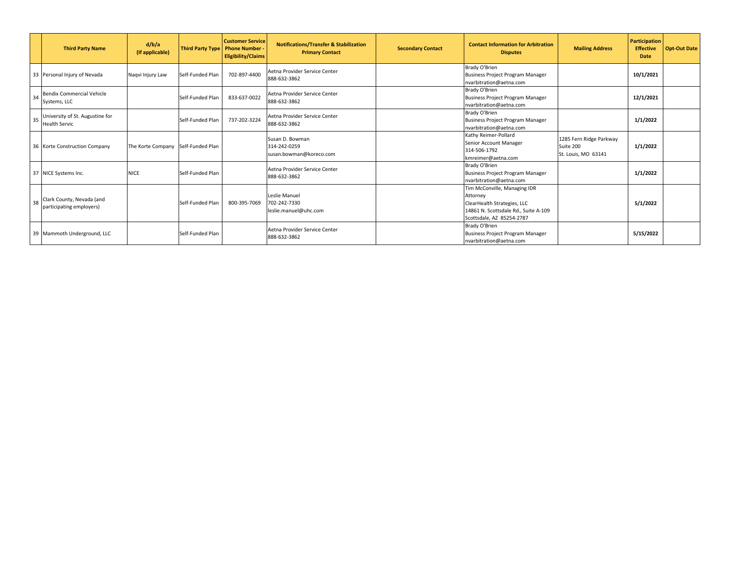| | Third Party Name | d/b/a (If applicable) | Third Party Type | Customer Service Phone Number - Eligibility/Claims | Notifications/Transfer & Stabilization Primary Contact | Secondary Contact | Contact Information for Arbitration Disputes | Mailing Address | Participation Effective Date | Opt-Out Date |
|---|---|---|---|---|---|---|---|---|---|---|
| 33 | Personal Injury of Nevada | Naqvi Injury Law | Self-Funded Plan | 702-897-4400 | Aetna Provider Service Center 888-632-3862 | | Brady O'Brien Business Project Program Manager nvarbitration@aetna.com | | **10/1/2021** | |
| 34 | Bendix Commercial Vehicle Systems, LLC | | Self-Funded Plan | 833-637-0022 | Aetna Provider Service Center 888-632-3862 | | Brady O'Brien Business Project Program Manager nvarbitration@aetna.com | | **12/1/2021** | |
| 35 | University of St. Augustine for Health Servic | | Self-Funded Plan | 737-202-3224 | Aetna Provider Service Center 888-632-3862 | | Brady O'Brien Business Project Program Manager nvarbitration@aetna.com | | **1/1/2022** | |
| 36 | Korte Construction Company | The Korte Company | Self-Funded Plan | | Susan D. Bowman 314-242-0259 susan.bowman@koreco.com | | Kathy Reimer-Pollard Senior Account Manager 314-506-1792 kmreimer@aetna.com | 1285 Fern Ridge Parkway Suite 200 St. Louis, MO 63141 | **1/1/2022** | |
| 37 | NICE Systems Inc. | NICE | Self-Funded Plan | | Aetna Provider Service Center 888-632-3862 | | Brady O'Brien Business Project Program Manager nvarbitration@aetna.com | | **1/1/2022** | |
| 38 | Clark County, Nevada (and participating employers) | | Self-Funded Plan | 800-395-7069 | Leslie Manuel 702-242-7330 leslie.manuel@uhc.com | | Tim McConville, Managing IDR Attorney ClearHealth Strategies, LLC 14861 N. Scottsdale Rd., Suite A-109 Scottsdale, AZ 85254-2787 | | **5/1/2022** | |
| 39 | Mammoth Underground, LLC | | Self-Funded Plan | | Aetna Provider Service Center 888-632-3862 | | Brady O'Brien Business Project Program Manager nvarbitration@aetna.com | | **5/15/2022** | |